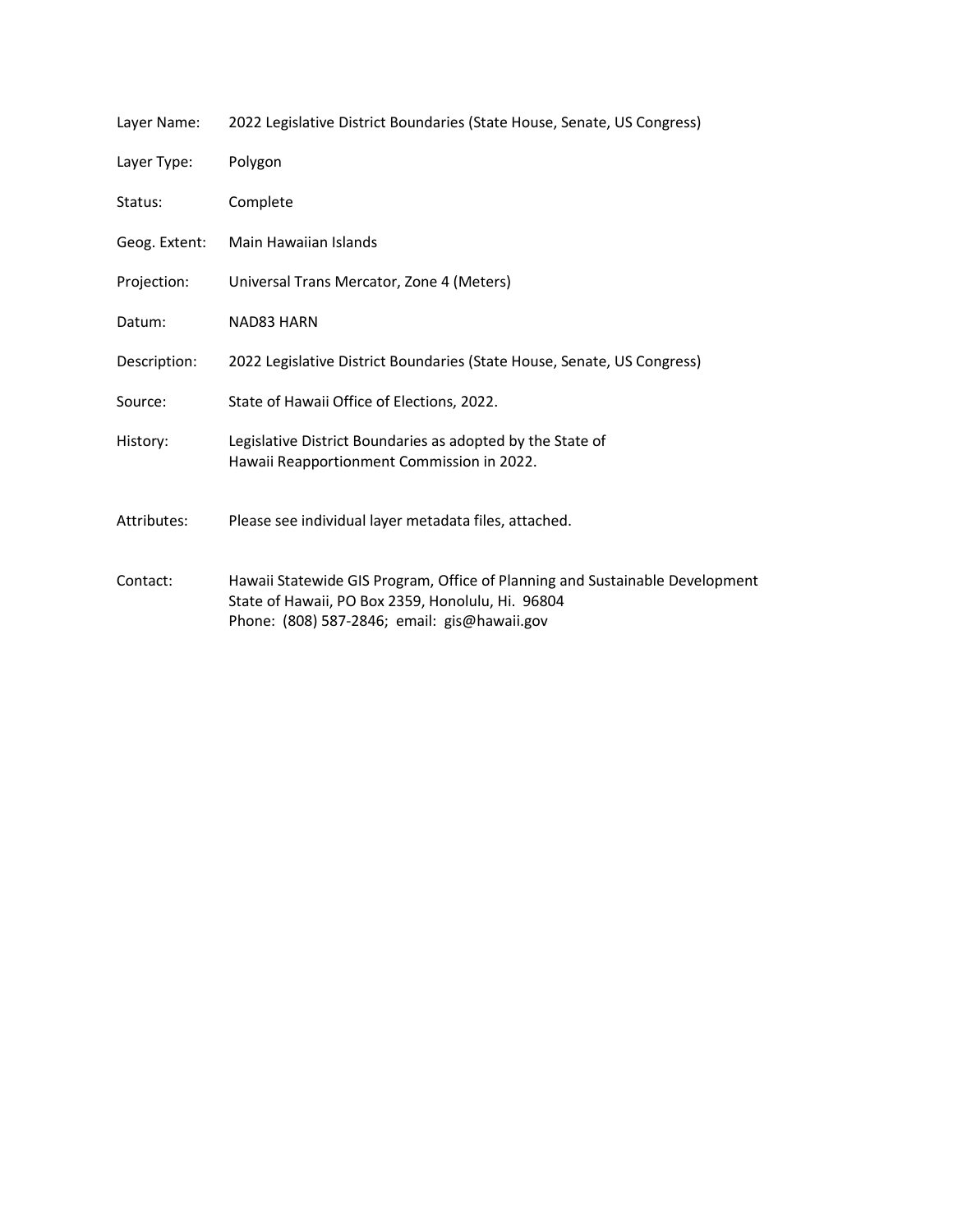| | |
|---|---|
| Layer Name: | 2022 Legislative District Boundaries (State House, Senate, US Congress) |
| Layer Type: | Polygon |
| Status: | Complete |
| Geog. Extent: | Main Hawaiian Islands |
| Projection: | Universal Trans Mercator, Zone 4 (Meters) |
| Datum: | NAD83 HARN |
| Description: | 2022 Legislative District Boundaries (State House, Senate, US Congress) |
| Source: | State of Hawaii Office of Elections, 2022. |
| History: | Legislative District Boundaries as adopted by the State of Hawaii Reapportionment Commission in 2022. |
| Attributes: | Please see individual layer metadata files, attached. |
| Contact: | Hawaii Statewide GIS Program, Office of Planning and Sustainable Development<br>State of Hawaii, PO Box 2359, Honolulu, Hi. 96804<br>Phone: (808) 587-2846; email: gis@hawaii.gov |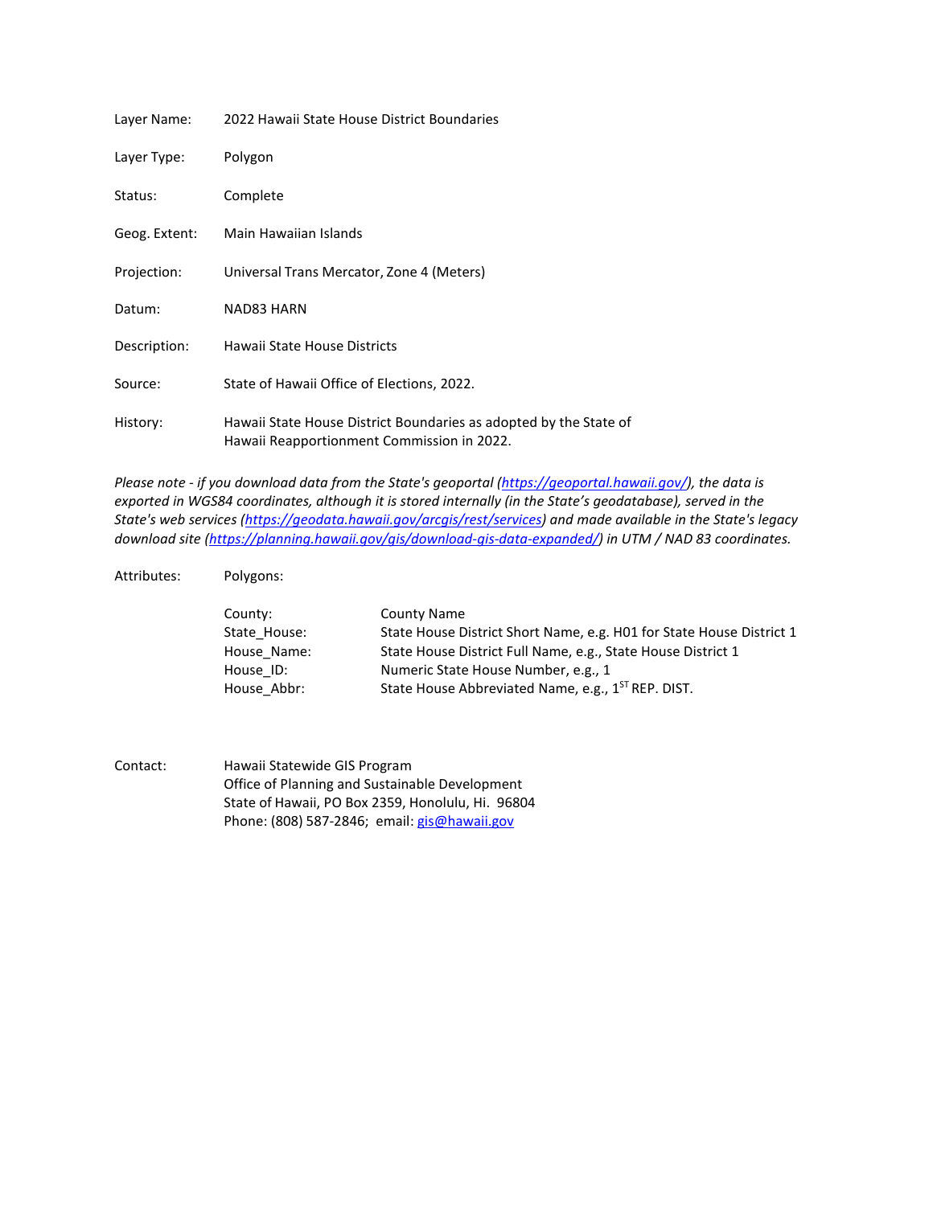Layer Name: 2022 Hawaii State House District Boundaries

Layer Type: Polygon

Status: Complete

Geog. Extent: Main Hawaiian Islands

Projection: Universal Trans Mercator, Zone 4 (Meters)

Datum: NAD83 HARN

Description: Hawaii State House Districts

Source: State of Hawaii Office of Elections, 2022.

History: Hawaii State House District Boundaries as adopted by the State of Hawaii Reapportionment Commission in 2022.

*Please note - if you download data from the State's geoportal ([https://geoportal.hawaii.gov/](https://geoportal.hawaii.gov/)), the data is exported in WGS84 coordinates, although it is stored internally (in the State's geodatabase), served in the State's web services ([https://geodata.hawaii.gov/arcgis/rest/services](https://geodata.hawaii.gov/arcgis/rest/services)) and made available in the State's legacy download site ([https://planning.hawaii.gov/gis/download-gis-data-expanded/](https://planning.hawaii.gov/gis/download-gis-data-expanded/)) in UTM / NAD 83 coordinates.*

Attributes: Polygons:

| | |
|---|---|
| County: | County Name |
| State_House: | State House District Short Name, e.g. H01 for State House District 1 |
| House_Name: | State House District Full Name, e.g., State House District 1 |
| House_ID: | Numeric State House Number, e.g., 1 |
| House_Abbr: | State House Abbreviated Name, e.g., 1ST REP. DIST. |

Contact: Hawaii Statewide GIS Program
Office of Planning and Sustainable Development
State of Hawaii, PO Box 2359, Honolulu, Hi. 96804
Phone: (808) 587-2846; email: [gis@hawaii.gov](mailto:gis@hawaii.gov)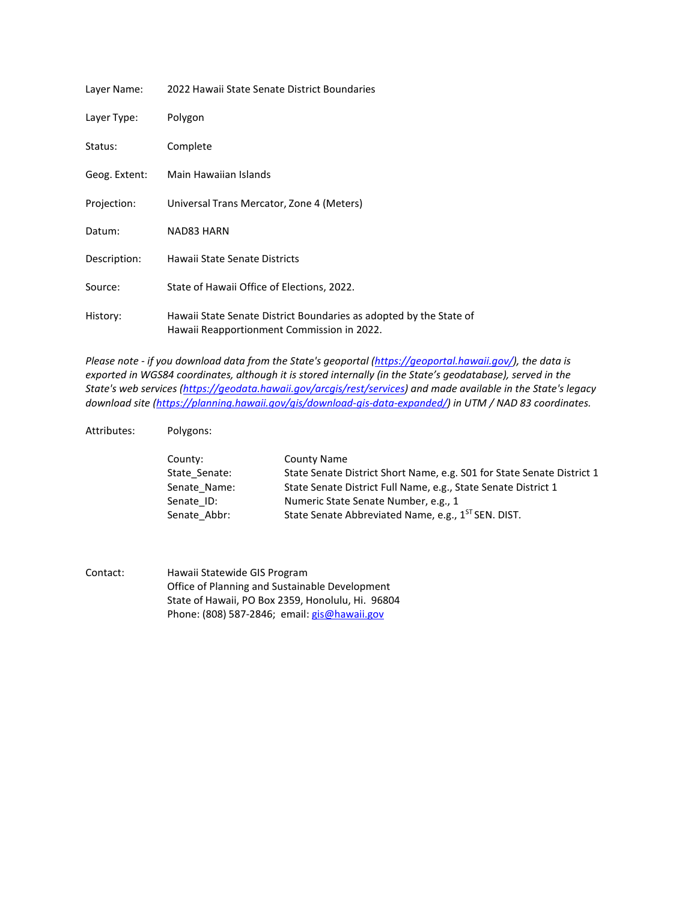Layer Name: 2022 Hawaii State Senate District Boundaries

Layer Type: Polygon

Status: Complete

Geog. Extent: Main Hawaiian Islands

Projection: Universal Trans Mercator, Zone 4 (Meters)

Datum: NAD83 HARN

Description: Hawaii State Senate Districts

Source: State of Hawaii Office of Elections, 2022.

History: Hawaii State Senate District Boundaries as adopted by the State of Hawaii Reapportionment Commission in 2022.

*Please note - if you download data from the State's geoportal (https://geoportal.hawaii.gov/), the data is exported in WGS84 coordinates, although it is stored internally (in the State's geodatabase), served in the State's web services (https://geodata.hawaii.gov/arcgis/rest/services) and made available in the State's legacy download site (https://planning.hawaii.gov/gis/download-gis-data-expanded/) in UTM / NAD 83 coordinates.*

Attributes: Polygons:

| | |
|---|---|
| County: | County Name |
| State_Senate: | State Senate District Short Name, e.g. S01 for State Senate District 1 |
| Senate_Name: | State Senate District Full Name, e.g., State Senate District 1 |
| Senate_ID: | Numeric State Senate Number, e.g., 1 |
| Senate_Abbr: | State Senate Abbreviated Name, e.g., 1ST SEN. DIST. |

Contact: Hawaii Statewide GIS Program
Office of Planning and Sustainable Development
State of Hawaii, PO Box 2359, Honolulu, Hi. 96804
Phone: (808) 587-2846; email: gis@hawaii.gov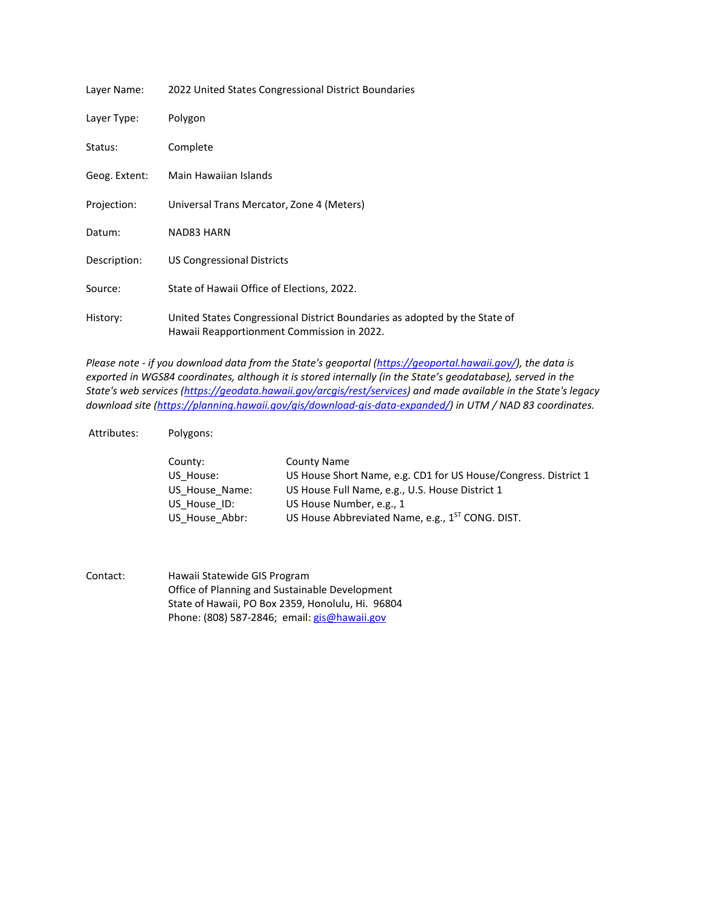Layer Name: 2022 United States Congressional District Boundaries

Layer Type: Polygon

Status: Complete

Geog. Extent: Main Hawaiian Islands

Projection: Universal Trans Mercator, Zone 4 (Meters)

Datum: NAD83 HARN

Description: US Congressional Districts

Source: State of Hawaii Office of Elections, 2022.

History: United States Congressional District Boundaries as adopted by the State of Hawaii Reapportionment Commission in 2022.

*Please note - if you download data from the State's geoportal (https://geoportal.hawaii.gov/), the data is exported in WGS84 coordinates, although it is stored internally (in the State's geodatabase), served in the State's web services (https://geodata.hawaii.gov/arcgis/rest/services) and made available in the State's legacy download site (https://planning.hawaii.gov/gis/download-gis-data-expanded/) in UTM / NAD 83 coordinates.*

Attributes: Polygons:

| | |
|---|---|
| County: | County Name |
| US_House: | US House Short Name, e.g. CD1 for US House/Congress. District 1 |
| US_House_Name: | US House Full Name, e.g., U.S. House District 1 |
| US_House_ID: | US House Number, e.g., 1 |
| US_House_Abbr: | US House Abbreviated Name, e.g., 1ST CONG. DIST. |

Contact: Hawaii Statewide GIS Program
Office of Planning and Sustainable Development
State of Hawaii, PO Box 2359, Honolulu, Hi. 96804
Phone: (808) 587-2846; email: gis@hawaii.gov